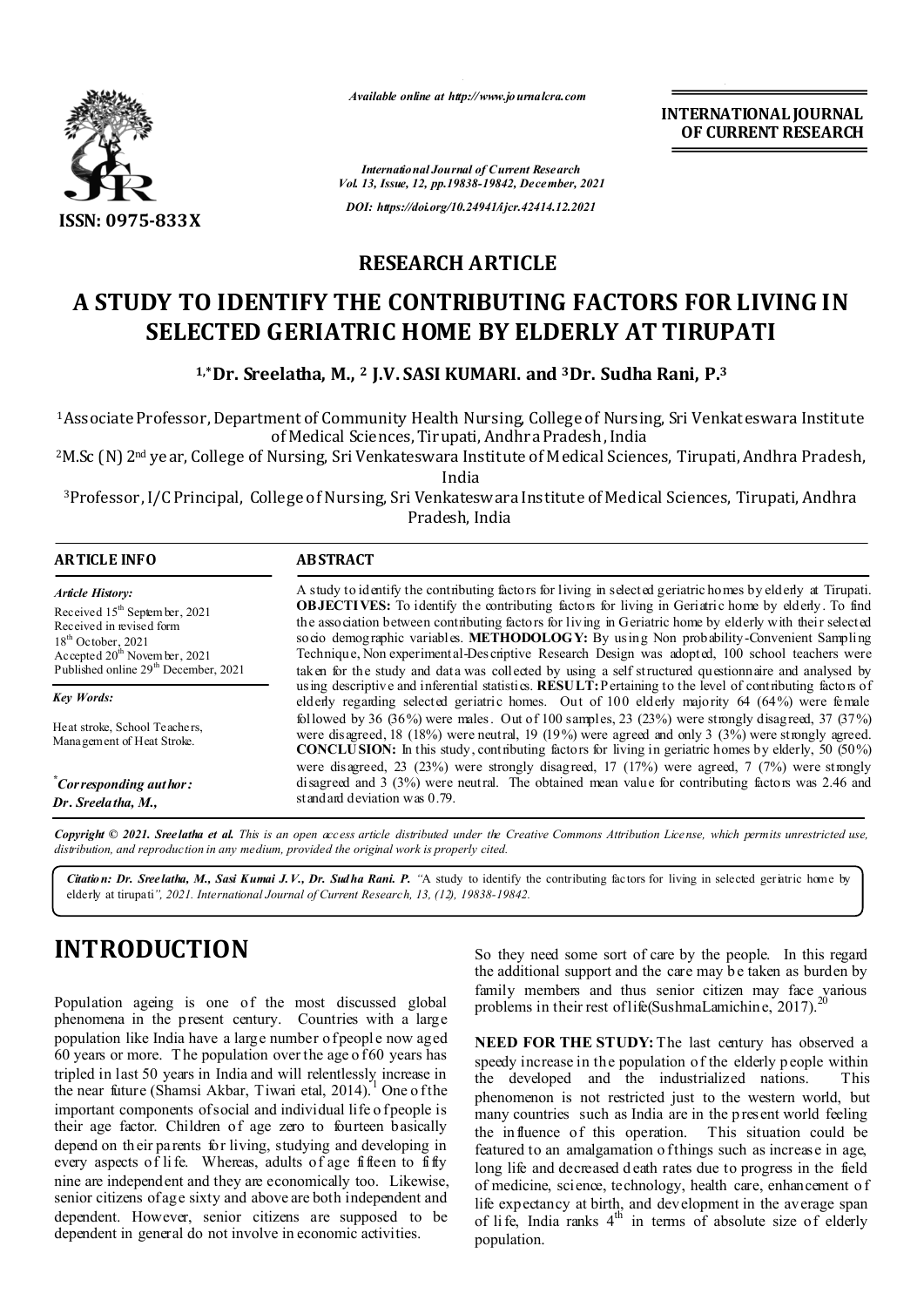*Available online at http://www.journalcra.com*

**INTERNATIONAL JOURNAL OF CURRENT RESEARCH**

*International Journal of Current Research*
*Vol. 13, Issue, 12, pp.19838-19842, December, 2021*

*DOI: https://doi.org/10.24941/ijcr.42414.12.2021*

**ISSN: 0975-833X**

## RESEARCH ARTICLE

# A STUDY TO IDENTIFY THE CONTRIBUTING FACTORS FOR LIVING IN SELECTED GERIATRIC HOME BY ELDERLY AT TIRUPATI

**[1,*]Dr. Sreelatha, M., [2] J.V. SASI KUMARI. and [3]Dr. Sudha Rani, P.[3]**

[1]Associate Professor, Department of Community Health Nursing, College of Nursing, Sri Venkateswara Institute of Medical Sciences, Tirupati, Andhra Pradesh, India

[2]M.Sc (N) 2[nd] year, College of Nursing, Sri Venkateswara Institute of Medical Sciences, Tirupati, Andhra Pradesh, India

[3]Professor, I/C Principal, College of Nursing, Sri Venkateswara Institute of Medical Sciences, Tirupati, Andhra Pradesh, India

### ARTICLE INFO

*Article History:*

Received 15[th] September, 2021
Received in revised form
18[th] October, 2021
Accepted 20[th] November, 2021
Published online 29[th] December, 2021

*Key Words:*

Heat stroke, School Teachers, Management of Heat Stroke.

*[*]Corresponding author:*
***Dr. Sreelatha, M.,***

### ABSTRACT

A study to identify the contributing factors for living in selected geriatric homes by elderly at Tirupati. **OBJECTIVES:** To identify the contributing factors for living in Geriatric home by elderly. To find the association between contributing factors for living in Geriatric home by elderly with their selected socio demographic variables. **METHODOLOGY:** By using Non probability-Convenient Sampling Technique, Non experimental-Descriptive Research Design was adopted, 100 school teachers were taken for the study and data was collected by using a self structured questionnaire and analysed by using descriptive and inferential statistics. **RESULT:** Pertaining to the level of contributing factors of elderly regarding selected geriatric homes. Out of 100 elderly majority 64 (64%) were female followed by 36 (36%) were males. Out of 100 samples, 23 (23%) were strongly disagreed, 37 (37%) were disagreed, 18 (18%) were neutral, 19 (19%) were agreed and only 3 (3%) were strongly agreed. **CONCLUSION:** In this study, contributing factors for living in geriatric homes by elderly, 50 (50%) were disagreed, 23 (23%) were strongly disagreed, 17 (17%) were agreed, 7 (7%) were strongly disagreed and 3 (3%) were neutral. The obtained mean value for contributing factors was 2.46 and standard deviation was 0.79.

***Copyright © 2021. Sreelatha et al.*** *This is an open access article distributed under the Creative Commons Attribution License, which permits unrestricted use, distribution, and reproduction in any medium, provided the original work is properly cited.*

***Citation: Dr. Sreelatha, M., Sasi Kumai J.V., Dr. Sudha Rani. P.*** *"A study to identify the contributing factors for living in selected geriatric home by elderly at tirupati", 2021. International Journal of Current Research, 13, (12), 19838-19842.*

# INTRODUCTION

Population ageing is one of the most discussed global phenomena in the present century. Countries with a large population like India have a large number of people now aged 60 years or more. The population over the age of 60 years has tripled in last 50 years in India and will relentlessly increase in the near future (Shamsi Akbar, Tiwari etal, 2014).[1] One of the important components of social and individual life of people is their age factor. Children of age zero to fourteen basically depend on their parents for living, studying and developing in every aspects of life. Whereas, adults of age fifteen to fifty nine are independent and they are economically too. Likewise, senior citizens of age sixty and above are both independent and dependent. However, senior citizens are supposed to be dependent in general do not involve in economic activities. So they need some sort of care by the people. In this regard the additional support and the care may be taken as burden by family members and thus senior citizen may face various problems in their rest of life(SushmaLamichine, 2017).[20]

**NEED FOR THE STUDY:** The last century has observed a speedy increase in the population of the elderly people within the developed and the industrialized nations. This phenomenon is not restricted just to the western world, but many countries such as India are in the present world feeling the influence of this operation. This situation could be featured to an amalgamation of things such as increase in age, long life and decreased death rates due to progress in the field of medicine, science, technology, health care, enhancement of life expectancy at birth, and development in the average span of life, India ranks 4[th] in terms of absolute size of elderly population.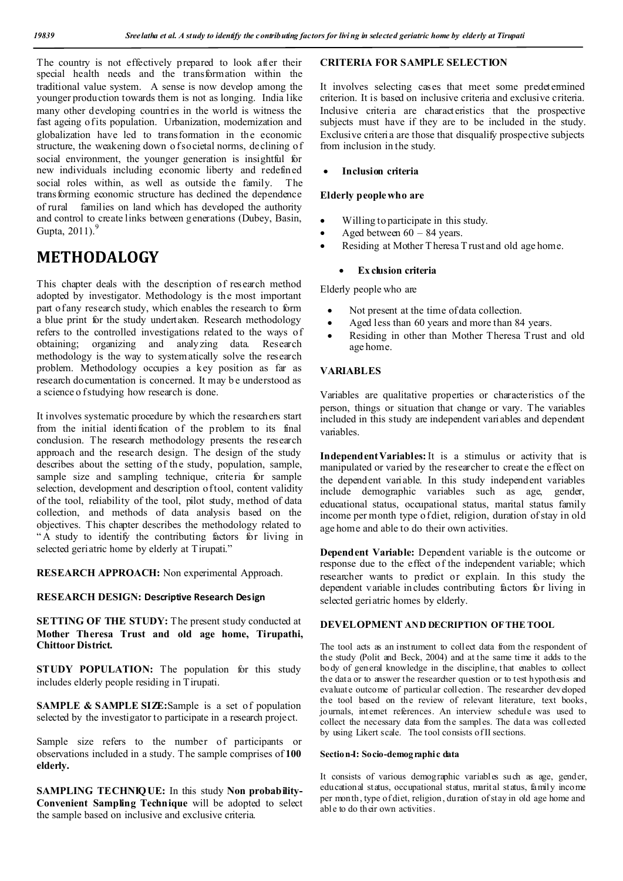The country is not effectively prepared to look after their special health needs and the transformation within the traditional value system. A sense is now develop among the younger production towards them is not as longing. India like many other developing countries in the world is witness the fast ageing of its population. Urbanization, modernization and globalization have led to transformation in the economic structure, the weakening down of societal norms, declining of social environment, the younger generation is insightful for new individuals including economic liberty and redefined social roles within, as well as outside the family. The transforming economic structure has declined the dependence of rural families on land which has developed the authority and control to create links between generations (Dubey, Basin, Gupta, 2011).[9]

# METHODALOGY

This chapter deals with the description of research method adopted by investigator. Methodology is the most important part of any research study, which enables the research to form a blue print for the study undertaken. Research methodology refers to the controlled investigations related to the ways of obtaining; organizing and analyzing data. Research methodology is the way to systematically solve the research problem. Methodology occupies a key position as far as research documentation is concerned. It may be understood as a science of studying how research is done.

It involves systematic procedure by which the researchers start from the initial identification of the problem to its final conclusion. The research methodology presents the research approach and the research design. The design of the study describes about the setting of the study, population, sample, sample size and sampling technique, criteria for sample selection, development and description of tool, content validity of the tool, reliability of the tool, pilot study, method of data collection, and methods of data analysis based on the objectives. This chapter describes the methodology related to "A study to identify the contributing factors for living in selected geriatric home by elderly at Tirupati."

**RESEARCH APPROACH:** Non experimental Approach.

**RESEARCH DESIGN: Descriptive Research Design**

**SETTING OF THE STUDY:** The present study conducted at **Mother Theresa Trust and old age home, Tirupathi, Chittoor District.**

**STUDY POPULATION:** The population for this study includes elderly people residing in Tirupati.

**SAMPLE & SAMPLE SIZE:** Sample is a set of population selected by the investigator to participate in a research project.

Sample size refers to the number of participants or observations included in a study. The sample comprises of **100 elderly.**

**SAMPLING TECHNIQUE:** In this study **Non probability-Convenient Sampling Technique** will be adopted to select the sample based on inclusive and exclusive criteria.

**CRITERIA FOR SAMPLE SELECTION**

It involves selecting cases that meet some predetermined criterion. It is based on inclusive criteria and exclusive criteria. Inclusive criteria are characteristics that the prospective subjects must have if they are to be included in the study. Exclusive criteria are those that disqualify prospective subjects from inclusion in the study.

- **Inclusion criteria**

**Elderly people who are**

- Willing to participate in this study.
- Aged between 60 – 84 years.
- Residing at Mother Theresa Trust and old age home.

- **Exclusion criteria**

Elderly people who are

- Not present at the time of data collection.
- Aged less than 60 years and more than 84 years.
- Residing in other than Mother Theresa Trust and old age home.

**VARIABLES**

Variables are qualitative properties or characteristics of the person, things or situation that change or vary. The variables included in this study are independent variables and dependent variables.

**Independent Variables:** It is a stimulus or activity that is manipulated or varied by the researcher to create the effect on the dependent variable. In this study independent variables include demographic variables such as age, gender, educational status, occupational status, marital status family income per month type of diet, religion, duration of stay in old age home and able to do their own activities.

**Dependent Variable:** Dependent variable is the outcome or response due to the effect of the independent variable; which researcher wants to predict or explain. In this study the dependent variable includes contributing factors for living in selected geriatric homes by elderly.

**DEVELOPMENT AND DECRIPTION OF THE TOOL**

The tool acts as an instrument to collect data from the respondent of the study (Polit and Beck, 2004) and at the same time it adds to the body of general knowledge in the discipline, that enables to collect the data or to answer the researcher question or to test hypothesis and evaluate outcome of particular collection. The researcher developed the tool based on the review of relevant literature, text books, journals, internet references. An interview schedule was used to collect the necessary data from the samples. The data was collected by using Likert scale. The tool consists of II sections.

**Section-I: Socio-demographic data**

It consists of various demographic variables such as age, gender, educational status, occupational status, marital status, family income per month, type of diet, religion, duration of stay in old age home and able to do their own activities.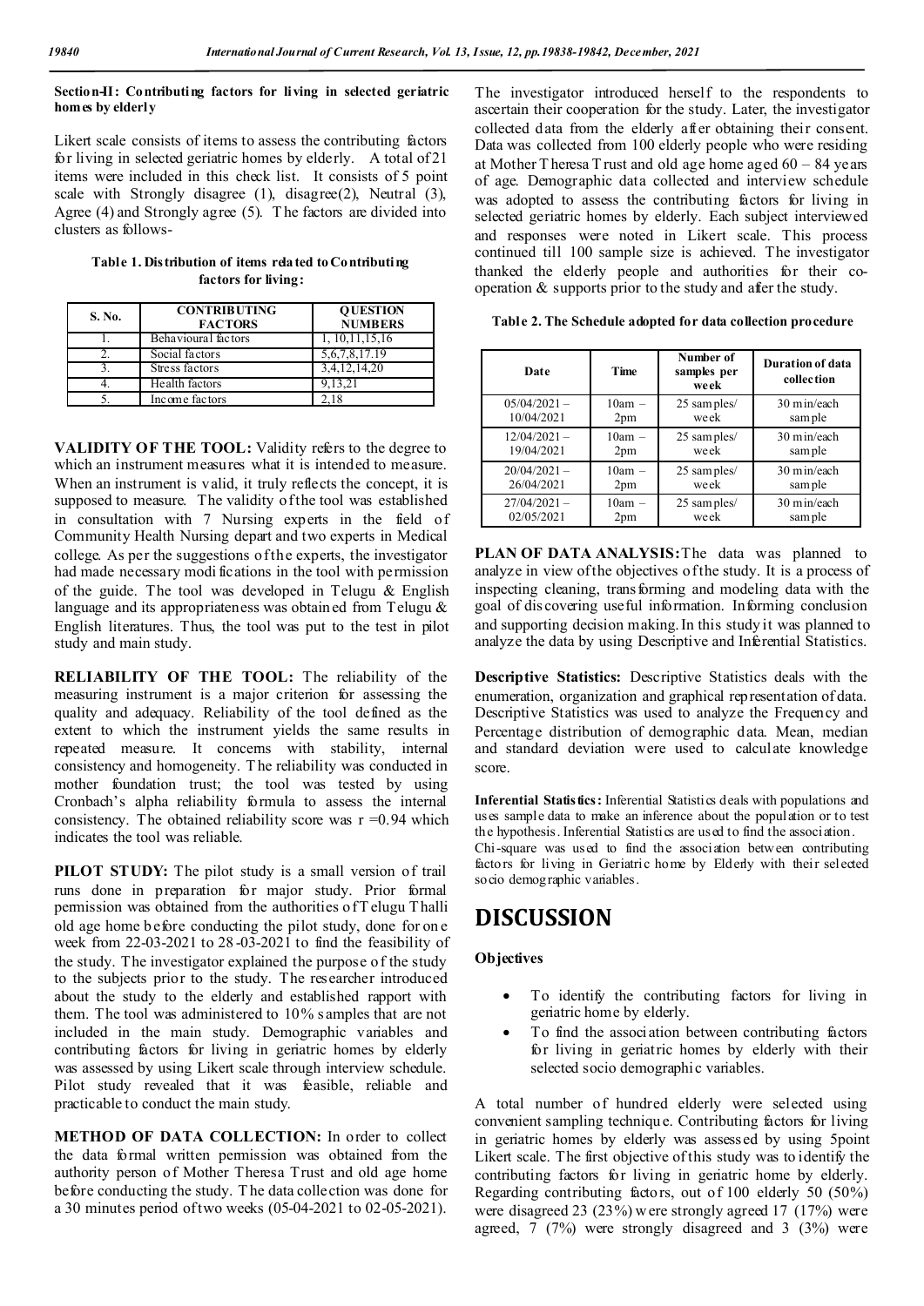**Section-II: Contributing factors for living in selected geriatric homes by elderly**

Likert scale consists of items to assess the contributing factors for living in selected geriatric homes by elderly. A total of 21 items were included in this check list. It consists of 5 point scale with Strongly disagree (1), disagree(2), Neutral (3), Agree (4) and Strongly agree (5). The factors are divided into clusters as follows-

**Table 1. Distribution of items related to Contributing factors for living:**

| S. No. | CONTRIBUTING FACTORS | QUESTION NUMBERS |
|---|---|---|
| 1. | Behavioural factors | 1, 10,11,15,16 |
| 2. | Social factors | 5,6,7,8,17.19 |
| 3. | Stress factors | 3,4,12,14,20 |
| 4. | Health factors | 9,13,21 |
| 5. | Income factors | 2,18 |

**VALIDITY OF THE TOOL:** Validity refers to the degree to which an instrument measures what it is intended to measure. When an instrument is valid, it truly reflects the concept, it is supposed to measure. The validity of the tool was established in consultation with 7 Nursing experts in the field of Community Health Nursing depart and two experts in Medical college. As per the suggestions of the experts, the investigator had made necessary modifications in the tool with permission of the guide. The tool was developed in Telugu & English language and its appropriateness was obtained from Telugu & English literatures. Thus, the tool was put to the test in pilot study and main study.

**RELIABILITY OF THE TOOL:** The reliability of the measuring instrument is a major criterion for assessing the quality and adequacy. Reliability of the tool defined as the extent to which the instrument yields the same results in repeated measure. It concerns with stability, internal consistency and homogeneity. The reliability was conducted in mother foundation trust; the tool was tested by using Cronbach's alpha reliability formula to assess the internal consistency. The obtained reliability score was $r = 0.94$ which indicates the tool was reliable.

**PILOT STUDY:** The pilot study is a small version of trail runs done in preparation for major study. Prior formal permission was obtained from the authorities of Telugu Thalli old age home before conducting the pilot study, done for one week from 22-03-2021 to 28-03-2021 to find the feasibility of the study. The investigator explained the purpose of the study to the subjects prior to the study. The researcher introduced about the study to the elderly and established rapport with them. The tool was administered to 10% samples that are not included in the main study. Demographic variables and contributing factors for living in geriatric homes by elderly was assessed by using Likert scale through interview schedule. Pilot study revealed that it was feasible, reliable and practicable to conduct the main study.

**METHOD OF DATA COLLECTION:** In order to collect the data formal written permission was obtained from the authority person of Mother Theresa Trust and old age home before conducting the study. The data collection was done for a 30 minutes period of two weeks (05-04-2021 to 02-05-2021). The investigator introduced herself to the respondents to ascertain their cooperation for the study. Later, the investigator collected data from the elderly after obtaining their consent. Data was collected from 100 elderly people who were residing at Mother Theresa Trust and old age home aged 60 – 84 years of age. Demographic data collected and interview schedule was adopted to assess the contributing factors for living in selected geriatric homes by elderly. Each subject interviewed and responses were noted in Likert scale. This process continued till 100 sample size is achieved. The investigator thanked the elderly people and authorities for their co-operation & supports prior to the study and after the study.

**Table 2. The Schedule adopted for data collection procedure**

| Date | Time | Number of samples per week | Duration of data collection |
|---|---|---|---|
| 05/04/2021 – 10/04/2021 | 10am – 2pm | 25 samples/ week | 30 min/each sample |
| 12/04/2021 – 19/04/2021 | 10am – 2pm | 25 samples/ week | 30 min/each sample |
| 20/04/2021 – 26/04/2021 | 10am – 2pm | 25 samples/ week | 30 min/each sample |
| 27/04/2021 – 02/05/2021 | 10am – 2pm | 25 samples/ week | 30 min/each sample |

**PLAN OF DATA ANALYSIS:** The data was planned to analyze in view of the objectives of the study. It is a process of inspecting cleaning, transforming and modeling data with the goal of discovering useful information. Informing conclusion and supporting decision making. In this study it was planned to analyze the data by using Descriptive and Inferential Statistics.

**Descriptive Statistics:** Descriptive Statistics deals with the enumeration, organization and graphical representation of data. Descriptive Statistics was used to analyze the Frequency and Percentage distribution of demographic data. Mean, median and standard deviation were used to calculate knowledge score.

**Inferential Statistics:** Inferential Statistics deals with populations and uses sample data to make an inference about the population or to test the hypothesis. Inferential Statistics are used to find the association. Chi-square was used to find the association between contributing factors for living in Geriatric home by Elderly with their selected socio demographic variables.

# DISCUSSION

**Objectives**

- To identify the contributing factors for living in geriatric home by elderly.
- To find the association between contributing factors for living in geriatric homes by elderly with their selected socio demographic variables.

A total number of hundred elderly were selected using convenient sampling technique. Contributing factors for living in geriatric homes by elderly was assessed by using 5point Likert scale. The first objective of this study was to identify the contributing factors for living in geriatric home by elderly. Regarding contributing factors, out of 100 elderly 50 (50%) were disagreed 23 (23%) were strongly agreed 17 (17%) were agreed, 7 (7%) were strongly disagreed and 3 (3%) were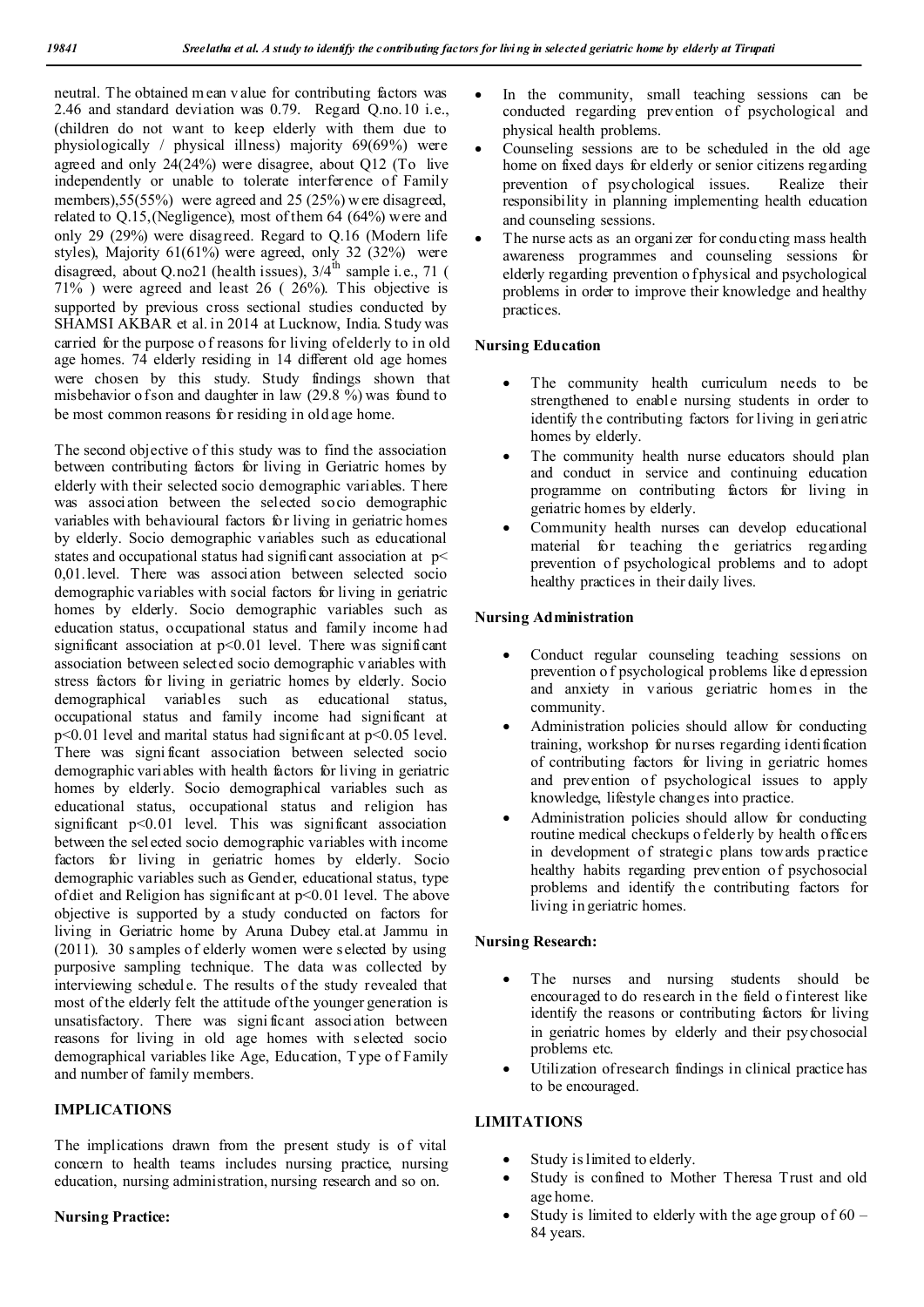neutral. The obtained mean value for contributing factors was 2.46 and standard deviation was 0.79. Regard Q.no.10 i.e., (children do not want to keep elderly with them due to physiologically / physical illness) majority 69(69%) were agreed and only 24(24%) were disagree, about Q12 (To live independently or unable to tolerate interference of Family members),55(55%) were agreed and 25 (25%) were disagreed, related to Q.15,(Negligence), most of them 64 (64%) were and only 29 (29%) were disagreed. Regard to Q.16 (Modern life styles), Majority 61(61%) were agreed, only 32 (32%) were disagreed, about Q.no21 (health issues), $3/4^{th}$ sample i.e., 71 ( 71% ) were agreed and least 26 ( 26%). This objective is supported by previous cross sectional studies conducted by SHAMSI AKBAR et al. in 2014 at Lucknow, India. Study was carried for the purpose of reasons for living of elderly to in old age homes. 74 elderly residing in 14 different old age homes were chosen by this study. Study findings shown that misbehavior of son and daughter in law (29.8 %) was found to be most common reasons for residing in old age home.

The second objective of this study was to find the association between contributing factors for living in Geriatric homes by elderly with their selected socio demographic variables. There was association between the selected socio demographic variables with behavioural factors for living in geriatric homes by elderly. Socio demographic variables such as educational states and occupational status had significant association at p< 0,01.level. There was association between selected socio demographic variables with social factors for living in geriatric homes by elderly. Socio demographic variables such as education status, occupational status and family income had significant association at p<0.01 level. There was significant association between selected socio demographic variables with stress factors for living in geriatric homes by elderly. Socio demographical variables such as educational status, occupational status and family income had significant at p<0.01 level and marital status had significant at p<0.05 level. There was significant association between selected socio demographic variables with health factors for living in geriatric homes by elderly. Socio demographical variables such as educational status, occupational status and religion has significant p<0.01 level. This was significant association between the selected socio demographic variables with income factors for living in geriatric homes by elderly. Socio demographic variables such as Gender, educational status, type of diet and Religion has significant at p<0.01 level. The above objective is supported by a study conducted on factors for living in Geriatric home by Aruna Dubey etal.at Jammu in (2011). 30 samples of elderly women were selected by using purposive sampling technique. The data was collected by interviewing schedule. The results of the study revealed that most of the elderly felt the attitude of the younger generation is unsatisfactory. There was significant association between reasons for living in old age homes with selected socio demographical variables like Age, Education, Type of Family and number of family members.

## IMPLICATIONS

The implications drawn from the present study is of vital concern to health teams includes nursing practice, nursing education, nursing administration, nursing research and so on.

### Nursing Practice:

- In the community, small teaching sessions can be conducted regarding prevention of psychological and physical health problems.
- Counseling sessions are to be scheduled in the old age home on fixed days for elderly or senior citizens regarding prevention of psychological issues. Realize their responsibility in planning implementing health education and counseling sessions.
- The nurse acts as an organizer for conducting mass health awareness programmes and counseling sessions for elderly regarding prevention of physical and psychological problems in order to improve their knowledge and healthy practices.

### Nursing Education

- The community health curriculum needs to be strengthened to enable nursing students in order to identify the contributing factors for living in geriatric homes by elderly.
- The community health nurse educators should plan and conduct in service and continuing education programme on contributing factors for living in geriatric homes by elderly.
- Community health nurses can develop educational material for teaching the geriatrics regarding prevention of psychological problems and to adopt healthy practices in their daily lives.

### Nursing Administration

- Conduct regular counseling teaching sessions on prevention of psychological problems like depression and anxiety in various geriatric homes in the community.
- Administration policies should allow for conducting training, workshop for nurses regarding identification of contributing factors for living in geriatric homes and prevention of psychological issues to apply knowledge, lifestyle changes into practice.
- Administration policies should allow for conducting routine medical checkups of elderly by health officers in development of strategic plans towards practice healthy habits regarding prevention of psychosocial problems and identify the contributing factors for living in geriatric homes.

### Nursing Research:

- The nurses and nursing students should be encouraged to do research in the field of interest like identify the reasons or contributing factors for living in geriatric homes by elderly and their psychosocial problems etc.
- Utilization of research findings in clinical practice has to be encouraged.

## LIMITATIONS

- Study is limited to elderly.
- Study is confined to Mother Theresa Trust and old age home.
- Study is limited to elderly with the age group of 60 – 84 years.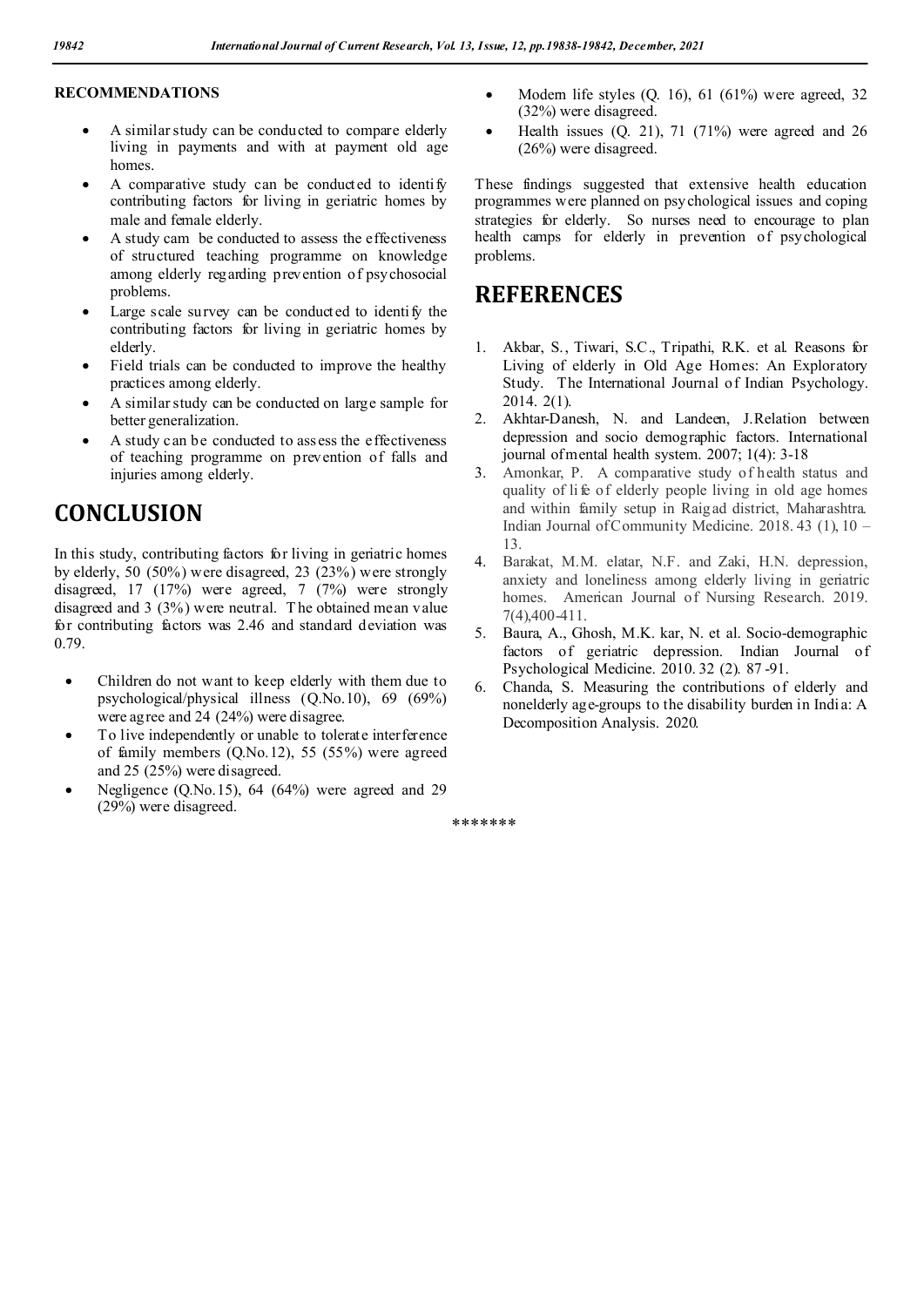### RECOMMENDATIONS

- A similar study can be conducted to compare elderly living in payments and with at payment old age homes.
- A comparative study can be conducted to identify contributing factors for living in geriatric homes by male and female elderly.
- A study cam be conducted to assess the effectiveness of structured teaching programme on knowledge among elderly regarding prevention of psychosocial problems.
- Large scale survey can be conducted to identify the contributing factors for living in geriatric homes by elderly.
- Field trials can be conducted to improve the healthy practices among elderly.
- A similar study can be conducted on large sample for better generalization.
- A study can be conducted to assess the effectiveness of teaching programme on prevention of falls and injuries among elderly.

## CONCLUSION

In this study, contributing factors for living in geriatric homes by elderly, 50 (50%) were disagreed, 23 (23%) were strongly disagreed, 17 (17%) were agreed, 7 (7%) were strongly disagreed and 3 (3%) were neutral. The obtained mean value for contributing factors was 2.46 and standard deviation was 0.79.

- Children do not want to keep elderly with them due to psychological/physical illness (Q.No.10), 69 (69%) were agree and 24 (24%) were disagree.
- To live independently or unable to tolerate interference of family members (Q.No.12), 55 (55%) were agreed and 25 (25%) were disagreed.
- Negligence (Q.No.15), 64 (64%) were agreed and 29 (29%) were disagreed.
- Modern life styles (Q. 16), 61 (61%) were agreed, 32 (32%) were disagreed.
- Health issues (Q. 21), 71 (71%) were agreed and 26 (26%) were disagreed.

These findings suggested that extensive health education programmes were planned on psychological issues and coping strategies for elderly. So nurses need to encourage to plan health camps for elderly in prevention of psychological problems.

## REFERENCES

1. Akbar, S., Tiwari, S.C., Tripathi, R.K. et al. Reasons for Living of elderly in Old Age Homes: An Exploratory Study. The International Journal of Indian Psychology. 2014. 2(1).
2. Akhtar-Danesh, N. and Landeen, J.Relation between depression and socio demographic factors. International journal of mental health system. 2007; 1(4): 3-18
3. Amonkar, P. A comparative study of health status and quality of life of elderly people living in old age homes and within family setup in Raigad district, Maharashtra. Indian Journal of Community Medicine. 2018. 43 (1), 10 – 13.
4. Barakat, M.M. elatar, N.F. and Zaki, H.N. depression, anxiety and loneliness among elderly living in geriatric homes. American Journal of Nursing Research. 2019. 7(4),400-411.
5. Baura, A., Ghosh, M.K. kar, N. et al. Socio-demographic factors of geriatric depression. Indian Journal of Psychological Medicine. 2010. 32 (2). 87-91.
6. Chanda, S. Measuring the contributions of elderly and nonelderly age-groups to the disability burden in India: A Decomposition Analysis. 2020.

\*\*\*\*\*\*\*